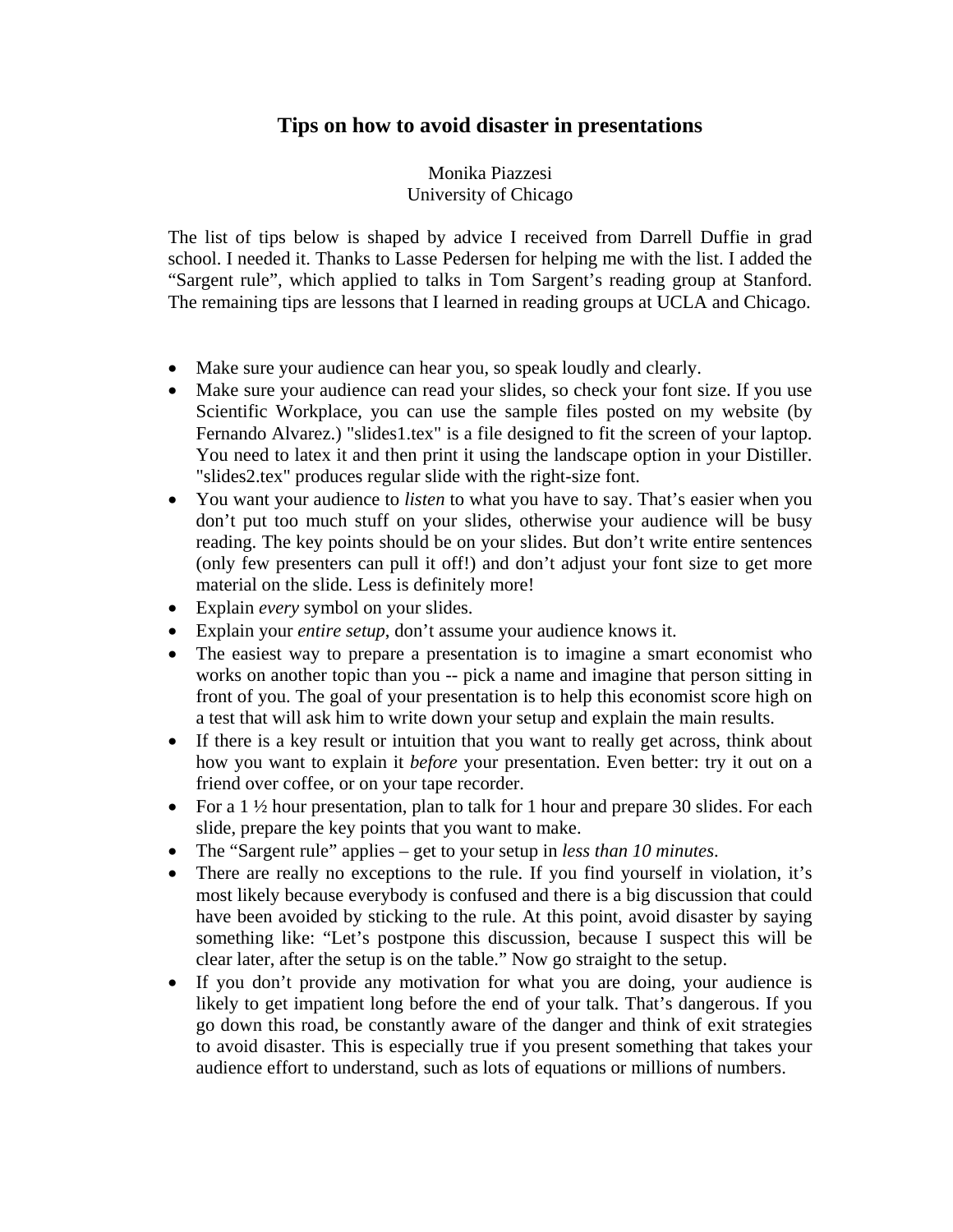# Tips on how to avoid disaster in presentations

Monika Piazzesi
University of Chicago

The list of tips below is shaped by advice I received from Darrell Duffie in grad school. I needed it. Thanks to Lasse Pedersen for helping me with the list. I added the “Sargent rule”, which applied to talks in Tom Sargent’s reading group at Stanford. The remaining tips are lessons that I learned in reading groups at UCLA and Chicago.

- Make sure your audience can hear you, so speak loudly and clearly.
- Make sure your audience can read your slides, so check your font size. If you use Scientific Workplace, you can use the sample files posted on my website (by Fernando Alvarez.) "slides1.tex" is a file designed to fit the screen of your laptop. You need to latex it and then print it using the landscape option in your Distiller. "slides2.tex" produces regular slide with the right-size font.
- You want your audience to *listen* to what you have to say. That’s easier when you don’t put too much stuff on your slides, otherwise your audience will be busy reading. The key points should be on your slides. But don’t write entire sentences (only few presenters can pull it off!) and don’t adjust your font size to get more material on the slide. Less is definitely more!
- Explain *every* symbol on your slides.
- Explain your *entire setup*, don’t assume your audience knows it.
- The easiest way to prepare a presentation is to imagine a smart economist who works on another topic than you -- pick a name and imagine that person sitting in front of you. The goal of your presentation is to help this economist score high on a test that will ask him to write down your setup and explain the main results.
- If there is a key result or intuition that you want to really get across, think about how you want to explain it *before* your presentation. Even better: try it out on a friend over coffee, or on your tape recorder.
- For a 1 ½ hour presentation, plan to talk for 1 hour and prepare 30 slides. For each slide, prepare the key points that you want to make.
- The “Sargent rule” applies – get to your setup in *less than 10 minutes*.
- There are really no exceptions to the rule. If you find yourself in violation, it’s most likely because everybody is confused and there is a big discussion that could have been avoided by sticking to the rule. At this point, avoid disaster by saying something like: “Let’s postpone this discussion, because I suspect this will be clear later, after the setup is on the table.” Now go straight to the setup.
- If you don’t provide any motivation for what you are doing, your audience is likely to get impatient long before the end of your talk. That’s dangerous. If you go down this road, be constantly aware of the danger and think of exit strategies to avoid disaster. This is especially true if you present something that takes your audience effort to understand, such as lots of equations or millions of numbers.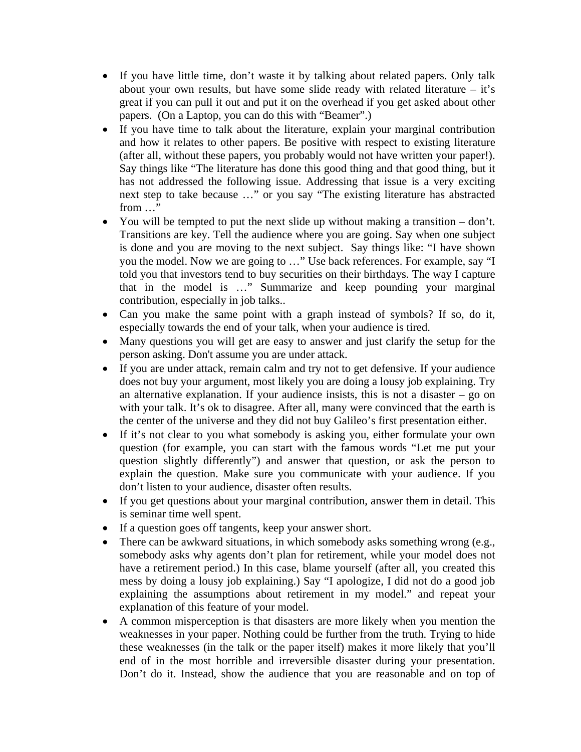- If you have little time, don't waste it by talking about related papers. Only talk about your own results, but have some slide ready with related literature – it's great if you can pull it out and put it on the overhead if you get asked about other papers. (On a Laptop, you can do this with "Beamer".)
- If you have time to talk about the literature, explain your marginal contribution and how it relates to other papers. Be positive with respect to existing literature (after all, without these papers, you probably would not have written your paper!). Say things like "The literature has done this good thing and that good thing, but it has not addressed the following issue. Addressing that issue is a very exciting next step to take because …" or you say "The existing literature has abstracted from …"
- You will be tempted to put the next slide up without making a transition – don't. Transitions are key. Tell the audience where you are going. Say when one subject is done and you are moving to the next subject. Say things like: "I have shown you the model. Now we are going to …" Use back references. For example, say "I told you that investors tend to buy securities on their birthdays. The way I capture that in the model is …" Summarize and keep pounding your marginal contribution, especially in job talks..
- Can you make the same point with a graph instead of symbols? If so, do it, especially towards the end of your talk, when your audience is tired.
- Many questions you will get are easy to answer and just clarify the setup for the person asking. Don't assume you are under attack.
- If you are under attack, remain calm and try not to get defensive. If your audience does not buy your argument, most likely you are doing a lousy job explaining. Try an alternative explanation. If your audience insists, this is not a disaster – go on with your talk. It's ok to disagree. After all, many were convinced that the earth is the center of the universe and they did not buy Galileo's first presentation either.
- If it's not clear to you what somebody is asking you, either formulate your own question (for example, you can start with the famous words "Let me put your question slightly differently") and answer that question, or ask the person to explain the question. Make sure you communicate with your audience. If you don't listen to your audience, disaster often results.
- If you get questions about your marginal contribution, answer them in detail. This is seminar time well spent.
- If a question goes off tangents, keep your answer short.
- There can be awkward situations, in which somebody asks something wrong (e.g., somebody asks why agents don't plan for retirement, while your model does not have a retirement period.) In this case, blame yourself (after all, you created this mess by doing a lousy job explaining.) Say "I apologize, I did not do a good job explaining the assumptions about retirement in my model." and repeat your explanation of this feature of your model.
- A common misperception is that disasters are more likely when you mention the weaknesses in your paper. Nothing could be further from the truth. Trying to hide these weaknesses (in the talk or the paper itself) makes it more likely that you'll end of in the most horrible and irreversible disaster during your presentation. Don't do it. Instead, show the audience that you are reasonable and on top of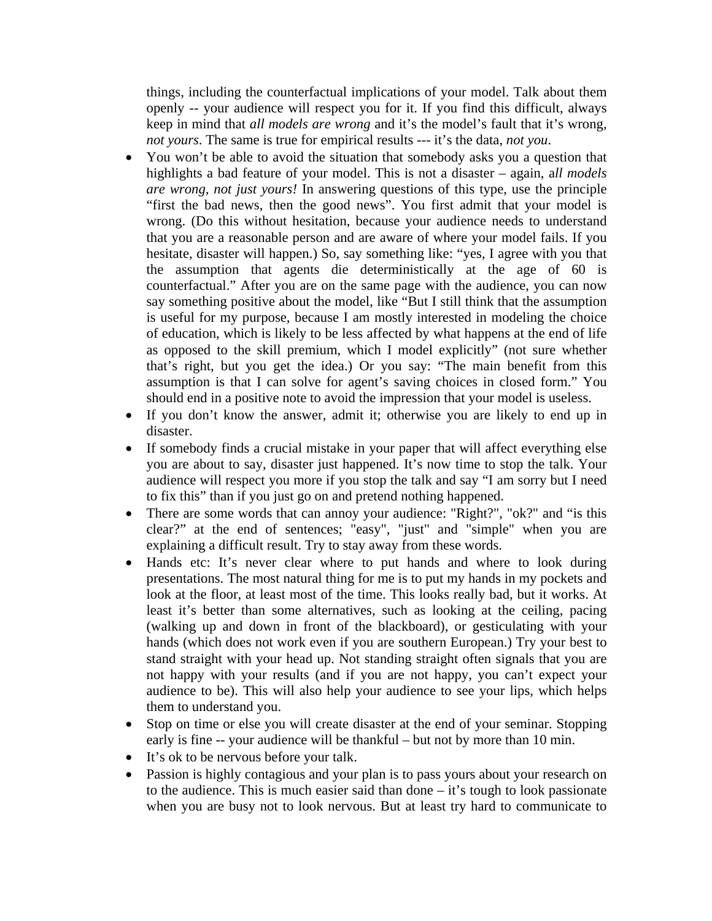things, including the counterfactual implications of your model. Talk about them openly -- your audience will respect you for it. If you find this difficult, always keep in mind that *all models are wrong* and it's the model's fault that it's wrong, *not yours*. The same is true for empirical results --- it's the data, *not you*.

- You won't be able to avoid the situation that somebody asks you a question that highlights a bad feature of your model. This is not a disaster – again, a*ll models are wrong, not just yours!* In answering questions of this type, use the principle "first the bad news, then the good news". You first admit that your model is wrong. (Do this without hesitation, because your audience needs to understand that you are a reasonable person and are aware of where your model fails. If you hesitate, disaster will happen.) So, say something like: "yes, I agree with you that the assumption that agents die deterministically at the age of 60 is counterfactual." After you are on the same page with the audience, you can now say something positive about the model, like "But I still think that the assumption is useful for my purpose, because I am mostly interested in modeling the choice of education, which is likely to be less affected by what happens at the end of life as opposed to the skill premium, which I model explicitly" (not sure whether that's right, but you get the idea.) Or you say: "The main benefit from this assumption is that I can solve for agent's saving choices in closed form." You should end in a positive note to avoid the impression that your model is useless.
- If you don't know the answer, admit it; otherwise you are likely to end up in disaster.
- If somebody finds a crucial mistake in your paper that will affect everything else you are about to say, disaster just happened. It's now time to stop the talk. Your audience will respect you more if you stop the talk and say "I am sorry but I need to fix this" than if you just go on and pretend nothing happened.
- There are some words that can annoy your audience: "Right?", "ok?" and "is this clear?" at the end of sentences; "easy", "just" and "simple" when you are explaining a difficult result. Try to stay away from these words.
- Hands etc: It's never clear where to put hands and where to look during presentations. The most natural thing for me is to put my hands in my pockets and look at the floor, at least most of the time. This looks really bad, but it works. At least it's better than some alternatives, such as looking at the ceiling, pacing (walking up and down in front of the blackboard), or gesticulating with your hands (which does not work even if you are southern European.) Try your best to stand straight with your head up. Not standing straight often signals that you are not happy with your results (and if you are not happy, you can't expect your audience to be). This will also help your audience to see your lips, which helps them to understand you.
- Stop on time or else you will create disaster at the end of your seminar. Stopping early is fine -- your audience will be thankful – but not by more than 10 min.
- It's ok to be nervous before your talk.
- Passion is highly contagious and your plan is to pass yours about your research on to the audience. This is much easier said than done – it's tough to look passionate when you are busy not to look nervous. But at least try hard to communicate to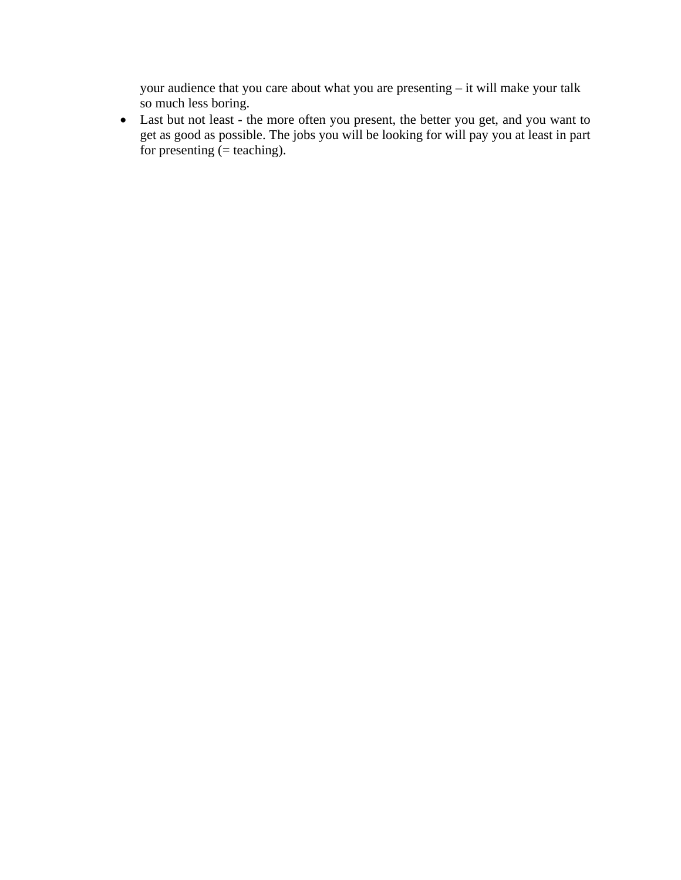your audience that you care about what you are presenting – it will make your talk so much less boring.

- Last but not least - the more often you present, the better you get, and you want to get as good as possible. The jobs you will be looking for will pay you at least in part for presenting (= teaching).